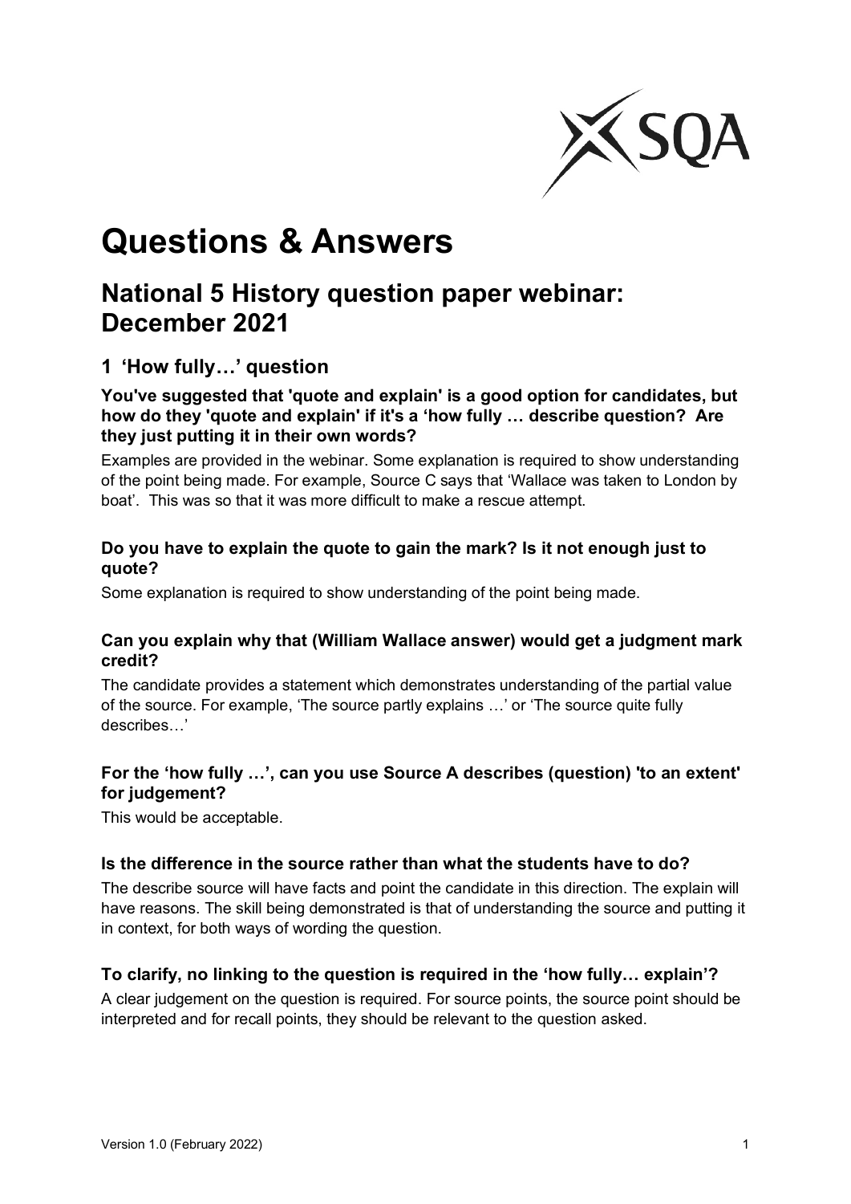# Questions & Answers

## National 5 History question paper webinar: December 2021

### 1 'How fully…' question

**You've suggested that 'quote and explain' is a good option for candidates, but how do they 'quote and explain' if it's a 'how fully … describe question? Are they just putting it in their own words?**

Examples are provided in the webinar. Some explanation is required to show understanding of the point being made. For example, Source C says that 'Wallace was taken to London by boat'. This was so that it was more difficult to make a rescue attempt.

**Do you have to explain the quote to gain the mark? Is it not enough just to quote?**

Some explanation is required to show understanding of the point being made.

**Can you explain why that (William Wallace answer) would get a judgment mark credit?**

The candidate provides a statement which demonstrates understanding of the partial value of the source. For example, 'The source partly explains …' or 'The source quite fully describes…'

**For the 'how fully …', can you use Source A describes (question) 'to an extent' for judgement?**

This would be acceptable.

**Is the difference in the source rather than what the students have to do?**

The describe source will have facts and point the candidate in this direction. The explain will have reasons. The skill being demonstrated is that of understanding the source and putting it in context, for both ways of wording the question.

**To clarify, no linking to the question is required in the 'how fully… explain'?**

A clear judgement on the question is required. For source points, the source point should be interpreted and for recall points, they should be relevant to the question asked.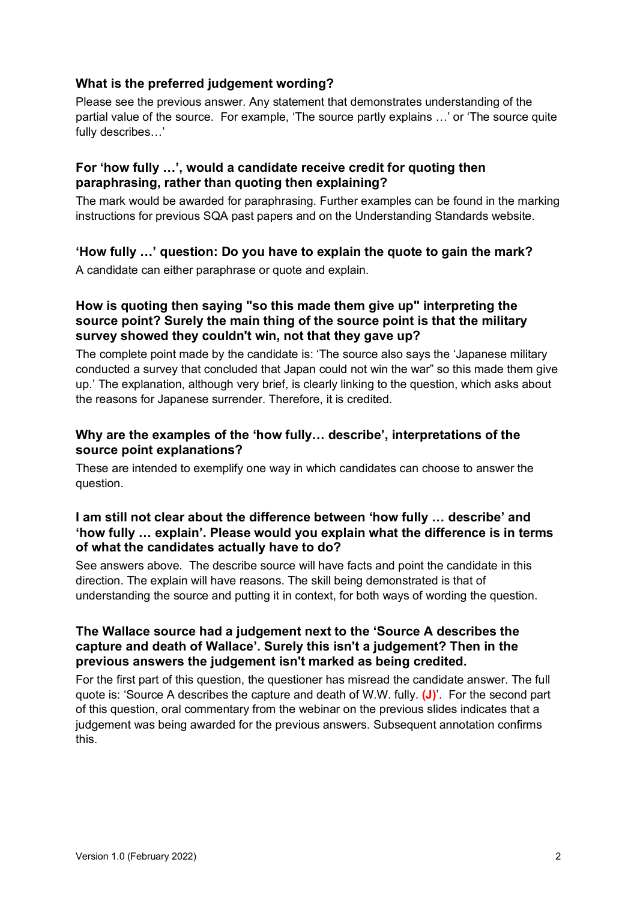### What is the preferred judgement wording?

Please see the previous answer. Any statement that demonstrates understanding of the partial value of the source. For example, 'The source partly explains …' or 'The source quite fully describes…'

### For 'how fully …', would a candidate receive credit for quoting then paraphrasing, rather than quoting then explaining?

The mark would be awarded for paraphrasing. Further examples can be found in the marking instructions for previous SQA past papers and on the Understanding Standards website.

### 'How fully …' question: Do you have to explain the quote to gain the mark?

A candidate can either paraphrase or quote and explain.

### How is quoting then saying "so this made them give up" interpreting the source point? Surely the main thing of the source point is that the military survey showed they couldn't win, not that they gave up?

The complete point made by the candidate is: 'The source also says the 'Japanese military conducted a survey that concluded that Japan could not win the war" so this made them give up.' The explanation, although very brief, is clearly linking to the question, which asks about the reasons for Japanese surrender. Therefore, it is credited.

### Why are the examples of the 'how fully… describe', interpretations of the source point explanations?

These are intended to exemplify one way in which candidates can choose to answer the question.

### I am still not clear about the difference between 'how fully … describe' and 'how fully … explain'. Please would you explain what the difference is in terms of what the candidates actually have to do?

See answers above. The describe source will have facts and point the candidate in this direction. The explain will have reasons. The skill being demonstrated is that of understanding the source and putting it in context, for both ways of wording the question.

### The Wallace source had a judgement next to the 'Source A describes the capture and death of Wallace'. Surely this isn't a judgement? Then in the previous answers the judgement isn't marked as being credited.

For the first part of this question, the questioner has misread the candidate answer. The full quote is: 'Source A describes the capture and death of W.W. fully. **(J)**'. For the second part of this question, oral commentary from the webinar on the previous slides indicates that a judgement was being awarded for the previous answers. Subsequent annotation confirms this.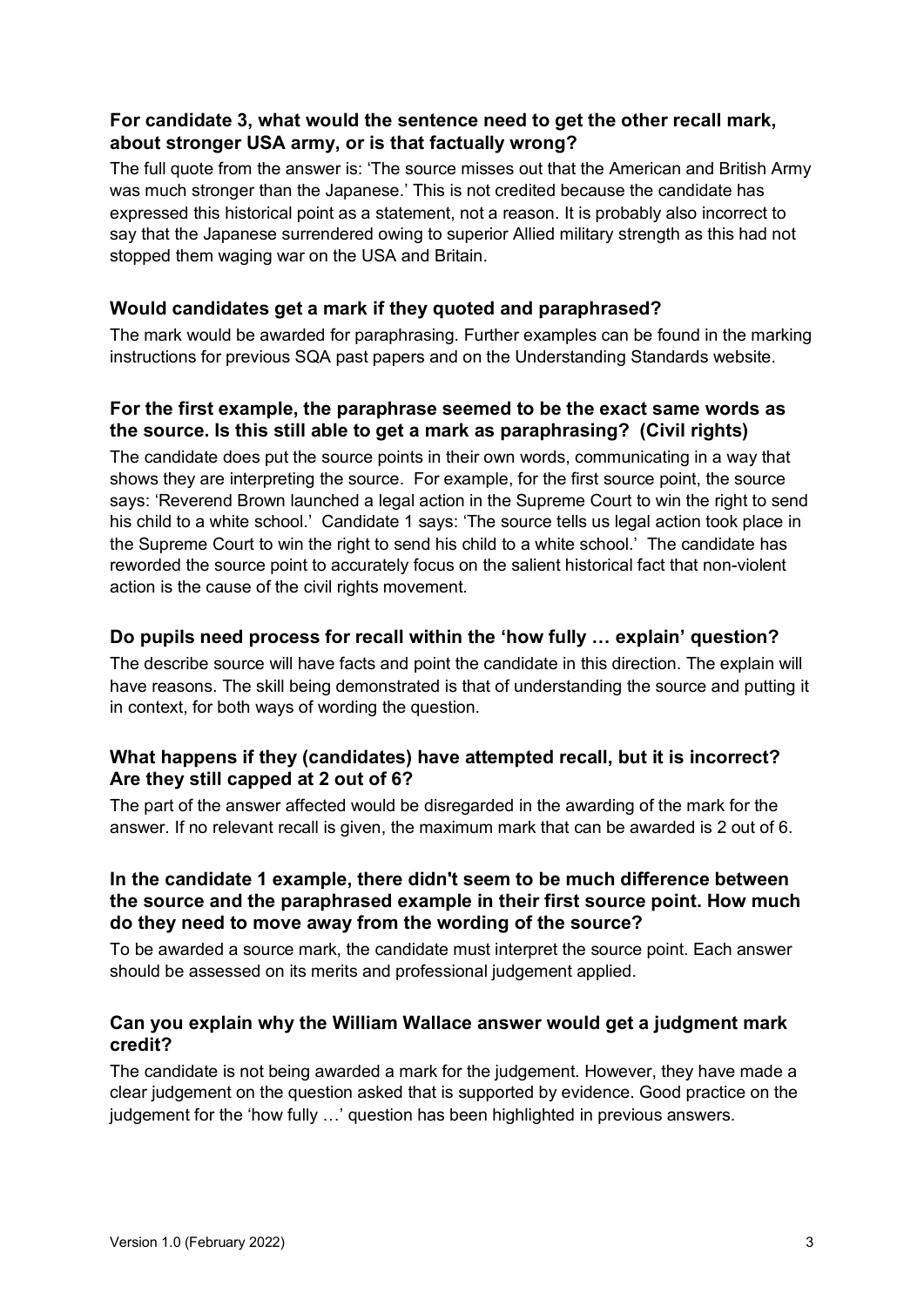### For candidate 3, what would the sentence need to get the other recall mark, about stronger USA army, or is that factually wrong?

The full quote from the answer is: 'The source misses out that the American and British Army was much stronger than the Japanese.' This is not credited because the candidate has expressed this historical point as a statement, not a reason. It is probably also incorrect to say that the Japanese surrendered owing to superior Allied military strength as this had not stopped them waging war on the USA and Britain.

### Would candidates get a mark if they quoted and paraphrased?

The mark would be awarded for paraphrasing. Further examples can be found in the marking instructions for previous SQA past papers and on the Understanding Standards website.

### For the first example, the paraphrase seemed to be the exact same words as the source. Is this still able to get a mark as paraphrasing? (Civil rights)

The candidate does put the source points in their own words, communicating in a way that shows they are interpreting the source. For example, for the first source point, the source says: 'Reverend Brown launched a legal action in the Supreme Court to win the right to send his child to a white school.' Candidate 1 says: 'The source tells us legal action took place in the Supreme Court to win the right to send his child to a white school.' The candidate has reworded the source point to accurately focus on the salient historical fact that non-violent action is the cause of the civil rights movement.

### Do pupils need process for recall within the 'how fully … explain' question?

The describe source will have facts and point the candidate in this direction. The explain will have reasons. The skill being demonstrated is that of understanding the source and putting it in context, for both ways of wording the question.

### What happens if they (candidates) have attempted recall, but it is incorrect? Are they still capped at 2 out of 6?

The part of the answer affected would be disregarded in the awarding of the mark for the answer. If no relevant recall is given, the maximum mark that can be awarded is 2 out of 6.

### In the candidate 1 example, there didn't seem to be much difference between the source and the paraphrased example in their first source point. How much do they need to move away from the wording of the source?

To be awarded a source mark, the candidate must interpret the source point. Each answer should be assessed on its merits and professional judgement applied.

### Can you explain why the William Wallace answer would get a judgment mark credit?

The candidate is not being awarded a mark for the judgement. However, they have made a clear judgement on the question asked that is supported by evidence. Good practice on the judgement for the 'how fully …' question has been highlighted in previous answers.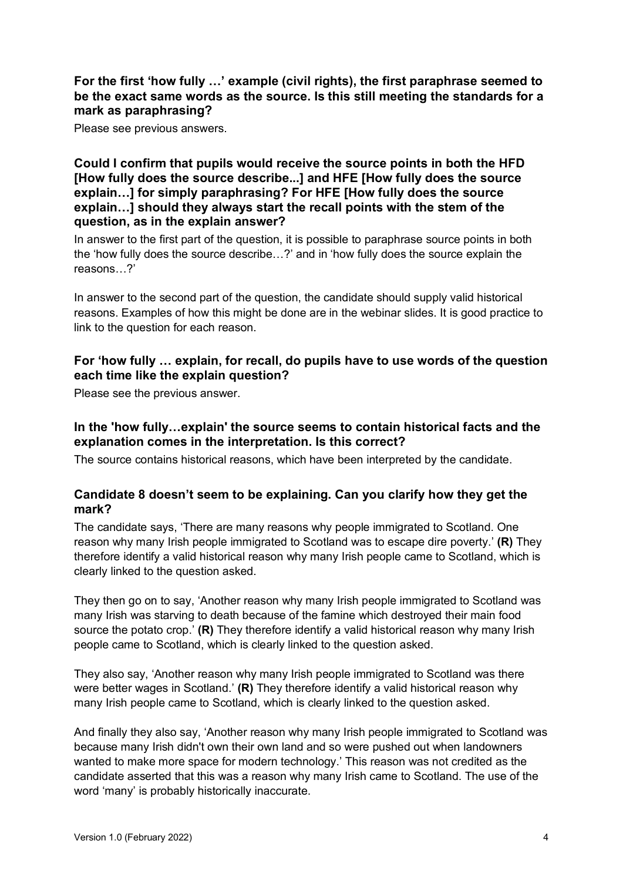**For the first 'how fully …' example (civil rights), the first paraphrase seemed to be the exact same words as the source. Is this still meeting the standards for a mark as paraphrasing?**

Please see previous answers.

**Could I confirm that pupils would receive the source points in both the HFD [How fully does the source describe...] and HFE [How fully does the source explain…] for simply paraphrasing? For HFE [How fully does the source explain…] should they always start the recall points with the stem of the question, as in the explain answer?**

In answer to the first part of the question, it is possible to paraphrase source points in both the 'how fully does the source describe…?' and in 'how fully does the source explain the reasons…?'

In answer to the second part of the question, the candidate should supply valid historical reasons. Examples of how this might be done are in the webinar slides. It is good practice to link to the question for each reason.

**For 'how fully … explain, for recall, do pupils have to use words of the question each time like the explain question?**

Please see the previous answer.

**In the 'how fully…explain' the source seems to contain historical facts and the explanation comes in the interpretation. Is this correct?**

The source contains historical reasons, which have been interpreted by the candidate.

**Candidate 8 doesn't seem to be explaining. Can you clarify how they get the mark?**

The candidate says, 'There are many reasons why people immigrated to Scotland. One reason why many Irish people immigrated to Scotland was to escape dire poverty.' **(R)** They therefore identify a valid historical reason why many Irish people came to Scotland, which is clearly linked to the question asked.

They then go on to say, 'Another reason why many Irish people immigrated to Scotland was many Irish was starving to death because of the famine which destroyed their main food source the potato crop.' **(R)** They therefore identify a valid historical reason why many Irish people came to Scotland, which is clearly linked to the question asked.

They also say, 'Another reason why many Irish people immigrated to Scotland was there were better wages in Scotland.' **(R)** They therefore identify a valid historical reason why many Irish people came to Scotland, which is clearly linked to the question asked.

And finally they also say, 'Another reason why many Irish people immigrated to Scotland was because many Irish didn't own their own land and so were pushed out when landowners wanted to make more space for modern technology.' This reason was not credited as the candidate asserted that this was a reason why many Irish came to Scotland. The use of the word 'many' is probably historically inaccurate.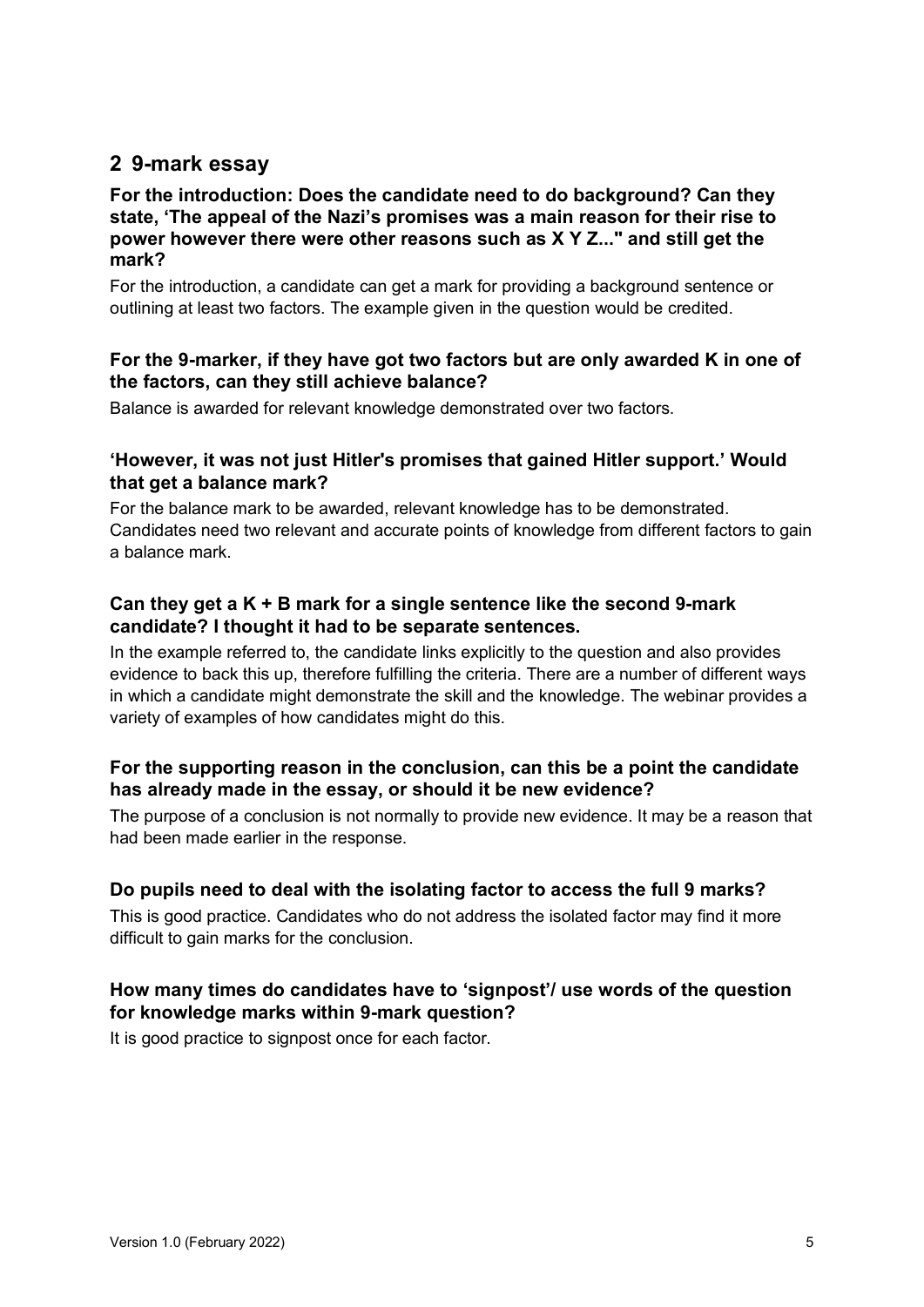## 2 9-mark essay

**For the introduction: Does the candidate need to do background? Can they state, 'The appeal of the Nazi's promises was a main reason for their rise to power however there were other reasons such as X Y Z..." and still get the mark?**

For the introduction, a candidate can get a mark for providing a background sentence or outlining at least two factors. The example given in the question would be credited.

**For the 9-marker, if they have got two factors but are only awarded K in one of the factors, can they still achieve balance?**

Balance is awarded for relevant knowledge demonstrated over two factors.

**'However, it was not just Hitler's promises that gained Hitler support.' Would that get a balance mark?**

For the balance mark to be awarded, relevant knowledge has to be demonstrated. Candidates need two relevant and accurate points of knowledge from different factors to gain a balance mark.

**Can they get a K + B mark for a single sentence like the second 9-mark candidate? I thought it had to be separate sentences.**

In the example referred to, the candidate links explicitly to the question and also provides evidence to back this up, therefore fulfilling the criteria. There are a number of different ways in which a candidate might demonstrate the skill and the knowledge. The webinar provides a variety of examples of how candidates might do this.

**For the supporting reason in the conclusion, can this be a point the candidate has already made in the essay, or should it be new evidence?**

The purpose of a conclusion is not normally to provide new evidence. It may be a reason that had been made earlier in the response.

**Do pupils need to deal with the isolating factor to access the full 9 marks?**

This is good practice. Candidates who do not address the isolated factor may find it more difficult to gain marks for the conclusion.

**How many times do candidates have to 'signpost'/ use words of the question for knowledge marks within 9-mark question?**

It is good practice to signpost once for each factor.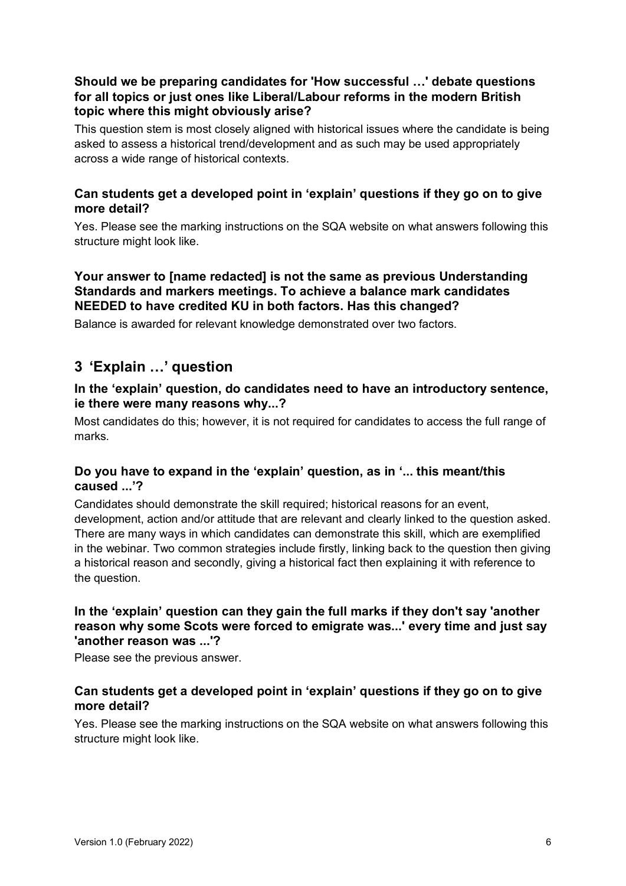**Should we be preparing candidates for 'How successful …' debate questions for all topics or just ones like Liberal/Labour reforms in the modern British topic where this might obviously arise?**

This question stem is most closely aligned with historical issues where the candidate is being asked to assess a historical trend/development and as such may be used appropriately across a wide range of historical contexts.

**Can students get a developed point in 'explain' questions if they go on to give more detail?**

Yes. Please see the marking instructions on the SQA website on what answers following this structure might look like.

**Your answer to [name redacted] is not the same as previous Understanding Standards and markers meetings. To achieve a balance mark candidates NEEDED to have credited KU in both factors. Has this changed?**

Balance is awarded for relevant knowledge demonstrated over two factors.

## 3 'Explain …' question

**In the 'explain' question, do candidates need to have an introductory sentence, ie there were many reasons why...?**

Most candidates do this; however, it is not required for candidates to access the full range of marks.

**Do you have to expand in the 'explain' question, as in '... this meant/this caused ...'?**

Candidates should demonstrate the skill required; historical reasons for an event, development, action and/or attitude that are relevant and clearly linked to the question asked. There are many ways in which candidates can demonstrate this skill, which are exemplified in the webinar. Two common strategies include firstly, linking back to the question then giving a historical reason and secondly, giving a historical fact then explaining it with reference to the question.

**In the 'explain' question can they gain the full marks if they don't say 'another reason why some Scots were forced to emigrate was...' every time and just say 'another reason was ...'?**

Please see the previous answer.

**Can students get a developed point in 'explain' questions if they go on to give more detail?**

Yes. Please see the marking instructions on the SQA website on what answers following this structure might look like.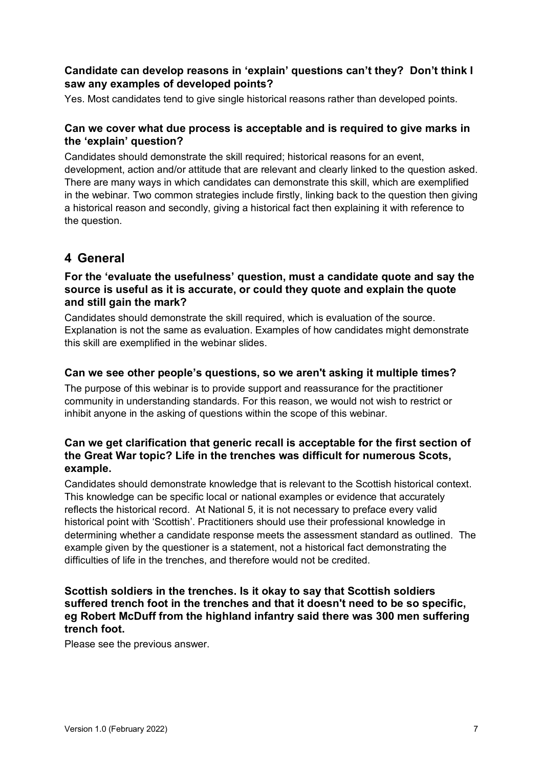**Candidate can develop reasons in 'explain' questions can't they? Don't think I saw any examples of developed points?**

Yes. Most candidates tend to give single historical reasons rather than developed points.

**Can we cover what due process is acceptable and is required to give marks in the 'explain' question?**

Candidates should demonstrate the skill required; historical reasons for an event, development, action and/or attitude that are relevant and clearly linked to the question asked. There are many ways in which candidates can demonstrate this skill, which are exemplified in the webinar. Two common strategies include firstly, linking back to the question then giving a historical reason and secondly, giving a historical fact then explaining it with reference to the question.

## 4 General

**For the 'evaluate the usefulness' question, must a candidate quote and say the source is useful as it is accurate, or could they quote and explain the quote and still gain the mark?**

Candidates should demonstrate the skill required, which is evaluation of the source. Explanation is not the same as evaluation. Examples of how candidates might demonstrate this skill are exemplified in the webinar slides.

**Can we see other people's questions, so we aren't asking it multiple times?**

The purpose of this webinar is to provide support and reassurance for the practitioner community in understanding standards. For this reason, we would not wish to restrict or inhibit anyone in the asking of questions within the scope of this webinar.

**Can we get clarification that generic recall is acceptable for the first section of the Great War topic? Life in the trenches was difficult for numerous Scots, example.**

Candidates should demonstrate knowledge that is relevant to the Scottish historical context. This knowledge can be specific local or national examples or evidence that accurately reflects the historical record. At National 5, it is not necessary to preface every valid historical point with 'Scottish'. Practitioners should use their professional knowledge in determining whether a candidate response meets the assessment standard as outlined. The example given by the questioner is a statement, not a historical fact demonstrating the difficulties of life in the trenches, and therefore would not be credited.

**Scottish soldiers in the trenches. Is it okay to say that Scottish soldiers suffered trench foot in the trenches and that it doesn't need to be so specific, eg Robert McDuff from the highland infantry said there was 300 men suffering trench foot.**

Please see the previous answer.